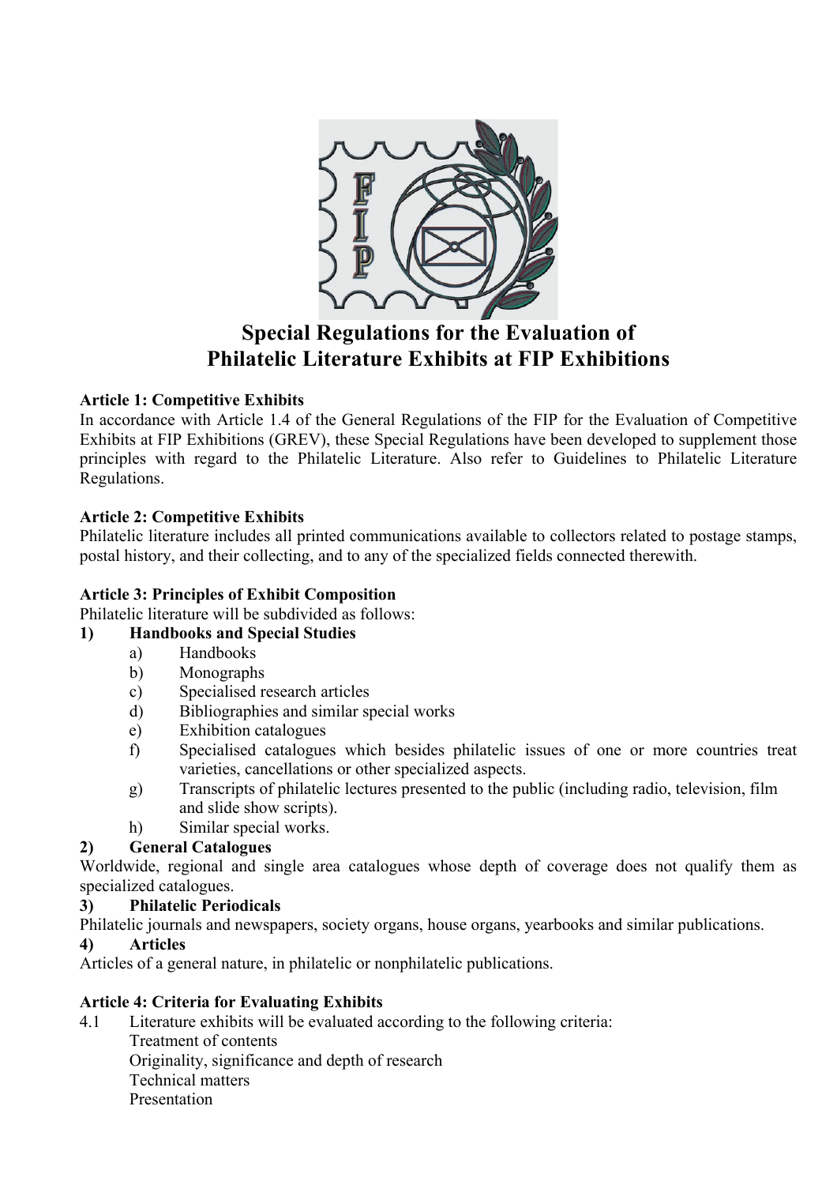# Special Regulations for the Evaluation of Philatelic Literature Exhibits at FIP Exhibitions

**Article 1: Competitive Exhibits**
In accordance with Article 1.4 of the General Regulations of the FIP for the Evaluation of Competitive Exhibits at FIP Exhibitions (GREV), these Special Regulations have been developed to supplement those principles with regard to the Philatelic Literature. Also refer to Guidelines to Philatelic Literature Regulations.

**Article 2: Competitive Exhibits**
Philatelic literature includes all printed communications available to collectors related to postage stamps, postal history, and their collecting, and to any of the specialized fields connected therewith.

**Article 3: Principles of Exhibit Composition**
Philatelic literature will be subdivided as follows:

**1) Handbooks and Special Studies**

a) Handbooks
b) Monographs
c) Specialised research articles
d) Bibliographies and similar special works
e) Exhibition catalogues
f) Specialised catalogues which besides philatelic issues of one or more countries treat varieties, cancellations or other specialized aspects.
g) Transcripts of philatelic lectures presented to the public (including radio, television, film and slide show scripts).
h) Similar special works.

**2) General Catalogues**
Worldwide, regional and single area catalogues whose depth of coverage does not qualify them as specialized catalogues.

**3) Philatelic Periodicals**
Philatelic journals and newspapers, society organs, house organs, yearbooks and similar publications.

**4) Articles**
Articles of a general nature, in philatelic or nonphilatelic publications.

**Article 4: Criteria for Evaluating Exhibits**

4.1 Literature exhibits will be evaluated according to the following criteria:
Treatment of contents
Originality, significance and depth of research
Technical matters
Presentation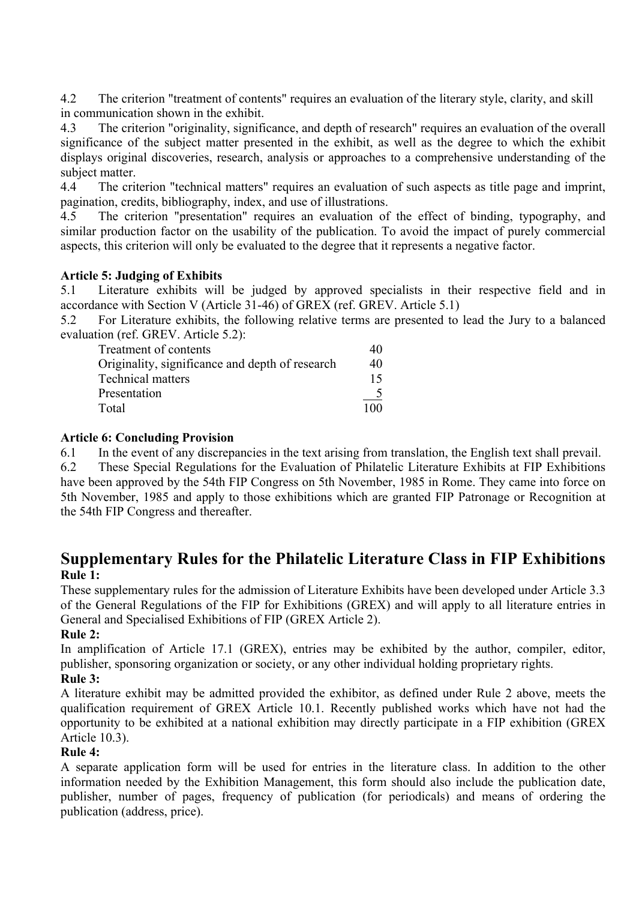4.2 The criterion "treatment of contents" requires an evaluation of the literary style, clarity, and skill in communication shown in the exhibit.

4.3 The criterion "originality, significance, and depth of research" requires an evaluation of the overall significance of the subject matter presented in the exhibit, as well as the degree to which the exhibit displays original discoveries, research, analysis or approaches to a comprehensive understanding of the subject matter.

4.4 The criterion "technical matters" requires an evaluation of such aspects as title page and imprint, pagination, credits, bibliography, index, and use of illustrations.

4.5 The criterion "presentation" requires an evaluation of the effect of binding, typography, and similar production factor on the usability of the publication. To avoid the impact of purely commercial aspects, this criterion will only be evaluated to the degree that it represents a negative factor.

**Article 5: Judging of Exhibits**

5.1 Literature exhibits will be judged by approved specialists in their respective field and in accordance with Section V (Article 31-46) of GREX (ref. GREV. Article 5.1)

5.2 For Literature exhibits, the following relative terms are presented to lead the Jury to a balanced evaluation (ref. GREV. Article 5.2):

| | |
|---|---|
| Treatment of contents | 40 |
| Originality, significance and depth of research | 40 |
| Technical matters | 15 |
| Presentation | 5 |
| Total | 100 |

**Article 6: Concluding Provision**

6.1 In the event of any discrepancies in the text arising from translation, the English text shall prevail.

6.2 These Special Regulations for the Evaluation of Philatelic Literature Exhibits at FIP Exhibitions have been approved by the 54th FIP Congress on 5th November, 1985 in Rome. They came into force on 5th November, 1985 and apply to those exhibitions which are granted FIP Patronage or Recognition at the 54th FIP Congress and thereafter.

## Supplementary Rules for the Philatelic Literature Class in FIP Exhibitions

**Rule 1:**

These supplementary rules for the admission of Literature Exhibits have been developed under Article 3.3 of the General Regulations of the FIP for Exhibitions (GREX) and will apply to all literature entries in General and Specialised Exhibitions of FIP (GREX Article 2).

**Rule 2:**

In amplification of Article 17.1 (GREX), entries may be exhibited by the author, compiler, editor, publisher, sponsoring organization or society, or any other individual holding proprietary rights.

**Rule 3:**

A literature exhibit may be admitted provided the exhibitor, as defined under Rule 2 above, meets the qualification requirement of GREX Article 10.1. Recently published works which have not had the opportunity to be exhibited at a national exhibition may directly participate in a FIP exhibition (GREX Article 10.3).

**Rule 4:**

A separate application form will be used for entries in the literature class. In addition to the other information needed by the Exhibition Management, this form should also include the publication date, publisher, number of pages, frequency of publication (for periodicals) and means of ordering the publication (address, price).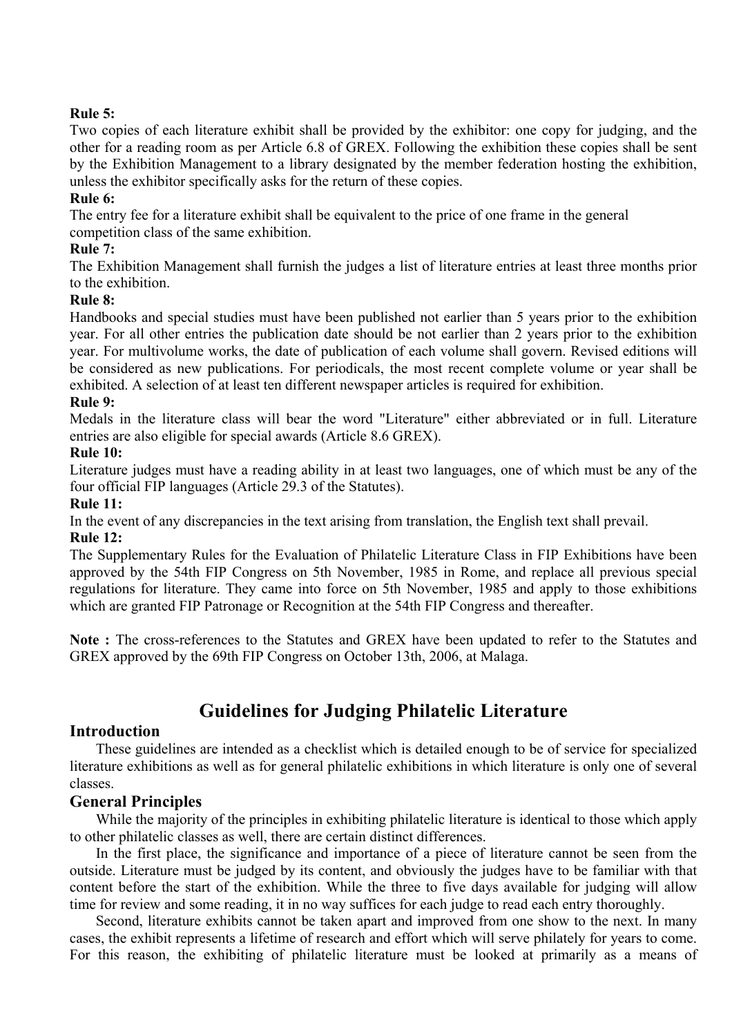**Rule 5:**
Two copies of each literature exhibit shall be provided by the exhibitor: one copy for judging, and the other for a reading room as per Article 6.8 of GREX. Following the exhibition these copies shall be sent by the Exhibition Management to a library designated by the member federation hosting the exhibition, unless the exhibitor specifically asks for the return of these copies.

**Rule 6:**
The entry fee for a literature exhibit shall be equivalent to the price of one frame in the general competition class of the same exhibition.

**Rule 7:**
The Exhibition Management shall furnish the judges a list of literature entries at least three months prior to the exhibition.

**Rule 8:**
Handbooks and special studies must have been published not earlier than 5 years prior to the exhibition year. For all other entries the publication date should be not earlier than 2 years prior to the exhibition year. For multivolume works, the date of publication of each volume shall govern. Revised editions will be considered as new publications. For periodicals, the most recent complete volume or year shall be exhibited. A selection of at least ten different newspaper articles is required for exhibition.

**Rule 9:**
Medals in the literature class will bear the word "Literature" either abbreviated or in full. Literature entries are also eligible for special awards (Article 8.6 GREX).

**Rule 10:**
Literature judges must have a reading ability in at least two languages, one of which must be any of the four official FIP languages (Article 29.3 of the Statutes).

**Rule 11:**
In the event of any discrepancies in the text arising from translation, the English text shall prevail.

**Rule 12:**
The Supplementary Rules for the Evaluation of Philatelic Literature Class in FIP Exhibitions have been approved by the 54th FIP Congress on 5th November, 1985 in Rome, and replace all previous special regulations for literature. They came into force on 5th November, 1985 and apply to those exhibitions which are granted FIP Patronage or Recognition at the 54th FIP Congress and thereafter.

**Note :** The cross-references to the Statutes and GREX have been updated to refer to the Statutes and GREX approved by the 69th FIP Congress on October 13th, 2006, at Malaga.

# Guidelines for Judging Philatelic Literature

## Introduction

These guidelines are intended as a checklist which is detailed enough to be of service for specialized literature exhibitions as well as for general philatelic exhibitions in which literature is only one of several classes.

## General Principles

While the majority of the principles in exhibiting philatelic literature is identical to those which apply to other philatelic classes as well, there are certain distinct differences.

In the first place, the significance and importance of a piece of literature cannot be seen from the outside. Literature must be judged by its content, and obviously the judges have to be familiar with that content before the start of the exhibition. While the three to five days available for judging will allow time for review and some reading, it in no way suffices for each judge to read each entry thoroughly.

Second, literature exhibits cannot be taken apart and improved from one show to the next. In many cases, the exhibit represents a lifetime of research and effort which will serve philately for years to come. For this reason, the exhibiting of philatelic literature must be looked at primarily as a means of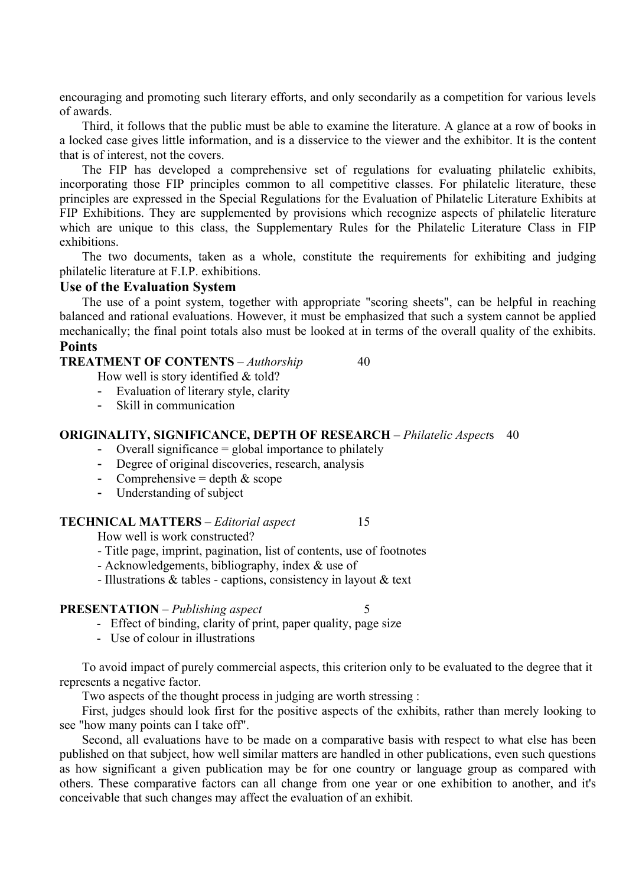encouraging and promoting such literary efforts, and only secondarily as a competition for various levels of awards.

Third, it follows that the public must be able to examine the literature. A glance at a row of books in a locked case gives little information, and is a disservice to the viewer and the exhibitor. It is the content that is of interest, not the covers.

The FIP has developed a comprehensive set of regulations for evaluating philatelic exhibits, incorporating those FIP principles common to all competitive classes. For philatelic literature, these principles are expressed in the Special Regulations for the Evaluation of Philatelic Literature Exhibits at FIP Exhibitions. They are supplemented by provisions which recognize aspects of philatelic literature which are unique to this class, the Supplementary Rules for the Philatelic Literature Class in FIP exhibitions.

The two documents, taken as a whole, constitute the requirements for exhibiting and judging philatelic literature at F.I.P. exhibitions.

### Use of the Evaluation System

The use of a point system, together with appropriate "scoring sheets", can be helpful in reaching balanced and rational evaluations. However, it must be emphasized that such a system cannot be applied mechanically; the final point totals also must be looked at in terms of the overall quality of the exhibits.

### Points

**TREATMENT OF CONTENTS** – *Authorship* 40

How well is story identified & told?

- Evaluation of literary style, clarity
- Skill in communication

**ORIGINALITY, SIGNIFICANCE, DEPTH OF RESEARCH** – *Philatelic Aspects* 40

- Overall significance = global importance to philately
- Degree of original discoveries, research, analysis
- Comprehensive = depth & scope
- Understanding of subject

**TECHNICAL MATTERS** – *Editorial aspect* 15

How well is work constructed?

- Title page, imprint, pagination, list of contents, use of footnotes
- Acknowledgements, bibliography, index & use of
- Illustrations & tables - captions, consistency in layout & text

**PRESENTATION** – *Publishing aspect* 5

- Effect of binding, clarity of print, paper quality, page size
- Use of colour in illustrations

To avoid impact of purely commercial aspects, this criterion only to be evaluated to the degree that it represents a negative factor.

Two aspects of the thought process in judging are worth stressing :

First, judges should look first for the positive aspects of the exhibits, rather than merely looking to see "how many points can I take off".

Second, all evaluations have to be made on a comparative basis with respect to what else has been published on that subject, how well similar matters are handled in other publications, even such questions as how significant a given publication may be for one country or language group as compared with others. These comparative factors can all change from one year or one exhibition to another, and it's conceivable that such changes may affect the evaluation of an exhibit.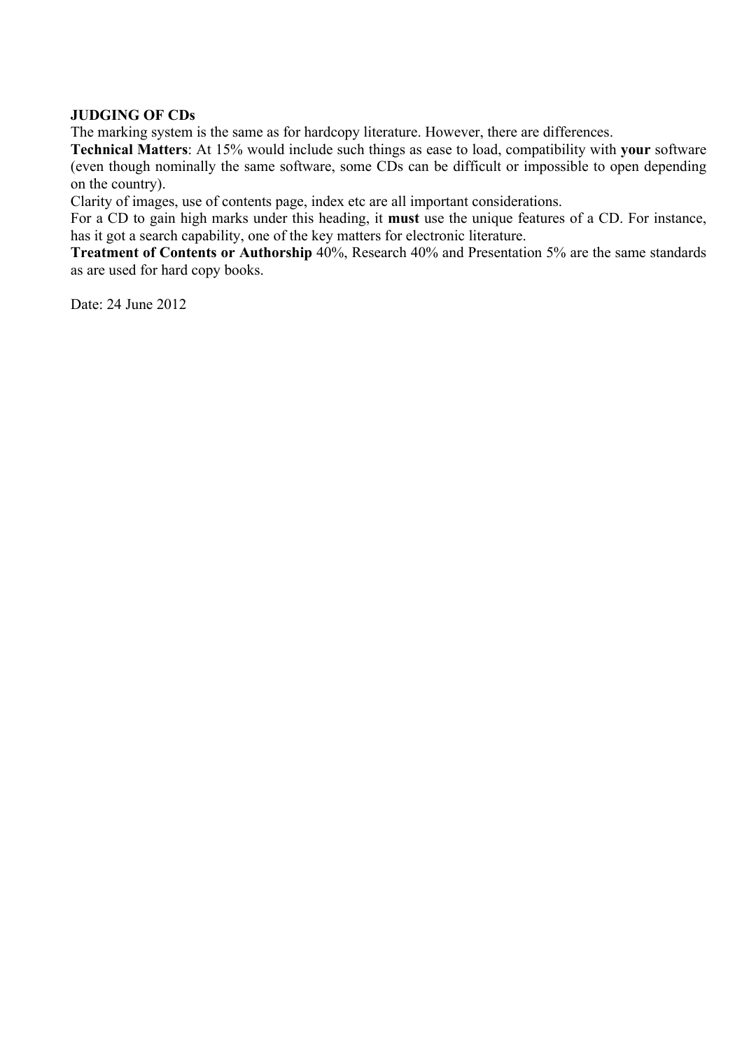**JUDGING OF CDs**

The marking system is the same as for hardcopy literature. However, there are differences.

**Technical Matters**: At 15% would include such things as ease to load, compatibility with **your** software (even though nominally the same software, some CDs can be difficult or impossible to open depending on the country).

Clarity of images, use of contents page, index etc are all important considerations.

For a CD to gain high marks under this heading, it **must** use the unique features of a CD. For instance, has it got a search capability, one of the key matters for electronic literature.

**Treatment of Contents or Authorship** 40%, Research 40% and Presentation 5% are the same standards as are used for hard copy books.

Date: 24 June 2012